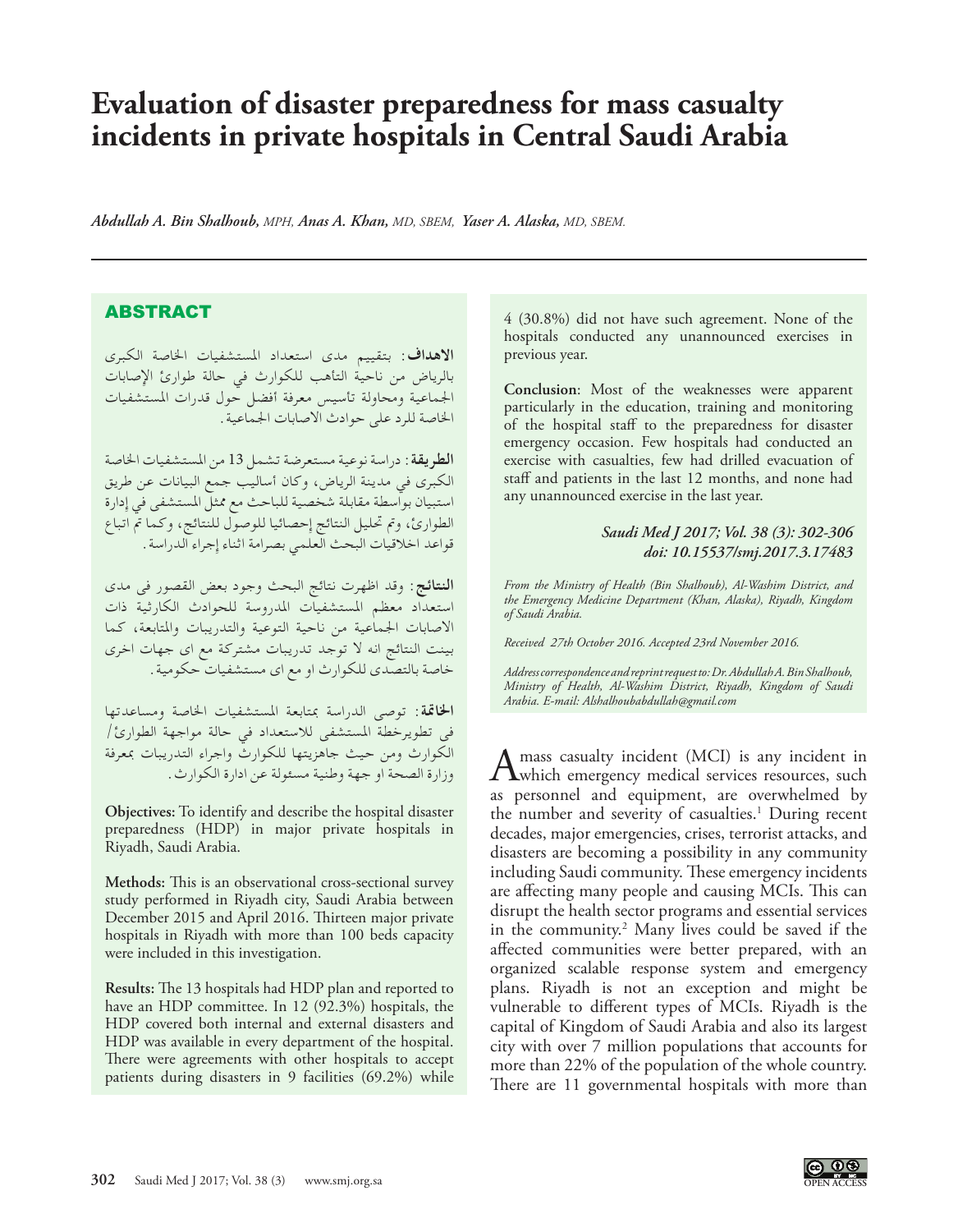# Evaluation of disaster preparedness for mass casualty incidents in private hospitals in Central Saudi Arabia

*Abdullah A. Bin Shalhoub, MPH, Anas A. Khan, MD, SBEM, Yaser A. Alaska, MD, SBEM.*

## ABSTRACT

**الأهداف**: بتقييم مدى استعداد المستشفيات الخاصة الكبرى بالرياض من ناحية التأهب للكوارث في حالة طوارئ الإصابات الجماعية ومحاولة تأسيس معرفة أفضل حول قدرات المستشفيات الخاصة للرد على حوادث الاصابات الجماعية.

**الطريقة**: دراسة نوعية مستعرضة تشمل 13 من المستشفيات الخاصة الكبرى في مدينة الرياض، وكان أساليب جمع البيانات عن طريق استبيان بواسطة مقابلة شخصية للباحث مع ممثل المستشفى في إدارة الطوارئ، وتم تحليل النتائج إحصائيا للوصول للنتائج، وكما تم اتباع قواعد اخلاقيات البحث العلمي بصرامة اثناء إجراء الدراسة.

**النتائج**: وقد اظهرت نتائج البحث وجود بعض القصور في مدى استعداد معظم المستشفيات المدروسة للحوادث الكارثية ذات الاصابات الجماعية من ناحية التوعية والتدريبات والمتابعة، كما بينت النتائج انه لا توجد تدريبات مشتركة مع اى جهات اخرى خاصة بالتصدى للكوارث او مع اى مستشفيات حكومية.

**الخاتمة**: توصى الدراسة بمتابعة المستشفيات الخاصة ومساعدتها فى تطويرخطة المستشفى للاستعداد في حالة مواجهة الطوارئ/ الكوارث ومن حيث جاهزيتها للكوارث واجراء التدريبات بمعرفة وزارة الصحة او جهة وطنية مسئولة عن ادارة الكوارث.

**Objectives:** To identify and describe the hospital disaster preparedness (HDP) in major private hospitals in Riyadh, Saudi Arabia.

**Methods:** This is an observational cross-sectional survey study performed in Riyadh city, Saudi Arabia between December 2015 and April 2016. Thirteen major private hospitals in Riyadh with more than 100 beds capacity were included in this investigation.

**Results:** The 13 hospitals had HDP plan and reported to have an HDP committee. In 12 (92.3%) hospitals, the HDP covered both internal and external disasters and HDP was available in every department of the hospital. There were agreements with other hospitals to accept patients during disasters in 9 facilities (69.2%) while 4 (30.8%) did not have such agreement. None of the hospitals conducted any unannounced exercises in previous year.

**Conclusion**: Most of the weaknesses were apparent particularly in the education, training and monitoring of the hospital staff to the preparedness for disaster emergency occasion. Few hospitals had conducted an exercise with casualties, few had drilled evacuation of staff and patients in the last 12 months, and none had any unannounced exercise in the last year.

***Saudi Med J 2017; Vol. 38 (3): 302-306 doi: 10.15537/smj.2017.3.17483***

*From the Ministry of Health (Bin Shalhoub), Al-Washim District, and the Emergency Medicine Department (Khan, Alaska), Riyadh, Kingdom of Saudi Arabia.*

*Received 27th October 2016. Accepted 23rd November 2016.*

*Address correspondence and reprint request to: Dr. Abdullah A. Bin Shalhoub, Ministry of Health, Al-Washim District, Riyadh, Kingdom of Saudi Arabia. E-mail: Alshalhoubabdullah@gmail.com*

A mass casualty incident (MCI) is any incident in which emergency medical services resources, such as personnel and equipment, are overwhelmed by the number and severity of casualties.[1] During recent decades, major emergencies, crises, terrorist attacks, and disasters are becoming a possibility in any community including Saudi community. These emergency incidents are affecting many people and causing MCIs. This can disrupt the health sector programs and essential services in the community.[2] Many lives could be saved if the affected communities were better prepared, with an organized scalable response system and emergency plans. Riyadh is not an exception and might be vulnerable to different types of MCIs. Riyadh is the capital of Kingdom of Saudi Arabia and also its largest city with over 7 million populations that accounts for more than 22% of the population of the whole country. There are 11 governmental hospitals with more than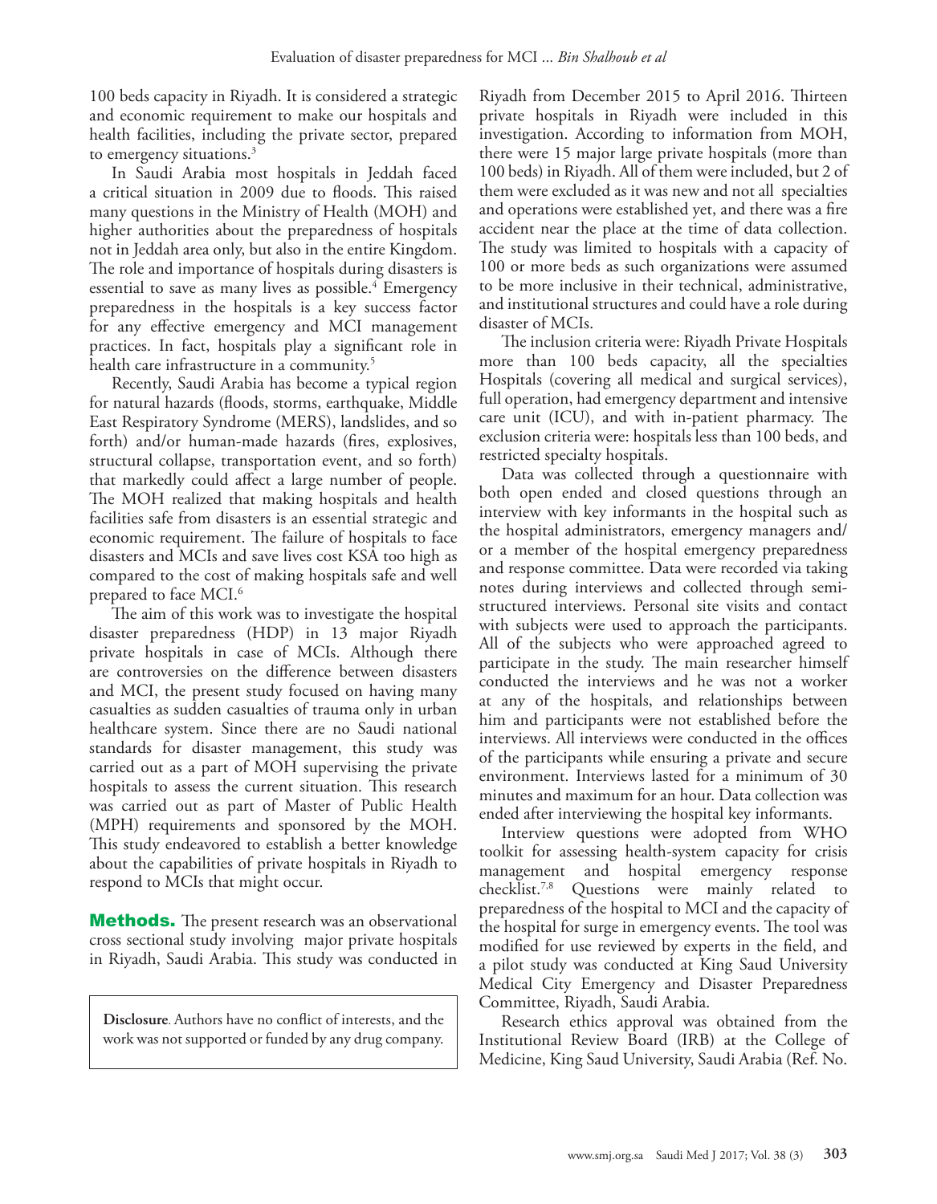100 beds capacity in Riyadh. It is considered a strategic and economic requirement to make our hospitals and health facilities, including the private sector, prepared to emergency situations.[3]

In Saudi Arabia most hospitals in Jeddah faced a critical situation in 2009 due to floods. This raised many questions in the Ministry of Health (MOH) and higher authorities about the preparedness of hospitals not in Jeddah area only, but also in the entire Kingdom. The role and importance of hospitals during disasters is essential to save as many lives as possible.[4] Emergency preparedness in the hospitals is a key success factor for any effective emergency and MCI management practices. In fact, hospitals play a significant role in health care infrastructure in a community.[5]

Recently, Saudi Arabia has become a typical region for natural hazards (floods, storms, earthquake, Middle East Respiratory Syndrome (MERS), landslides, and so forth) and/or human-made hazards (fires, explosives, structural collapse, transportation event, and so forth) that markedly could affect a large number of people. The MOH realized that making hospitals and health facilities safe from disasters is an essential strategic and economic requirement. The failure of hospitals to face disasters and MCIs and save lives cost KSA too high as compared to the cost of making hospitals safe and well prepared to face MCI.[6]

The aim of this work was to investigate the hospital disaster preparedness (HDP) in 13 major Riyadh private hospitals in case of MCIs. Although there are controversies on the difference between disasters and MCI, the present study focused on having many casualties as sudden casualties of trauma only in urban healthcare system. Since there are no Saudi national standards for disaster management, this study was carried out as a part of MOH supervising the private hospitals to assess the current situation. This research was carried out as part of Master of Public Health (MPH) requirements and sponsored by the MOH. This study endeavored to establish a better knowledge about the capabilities of private hospitals in Riyadh to respond to MCIs that might occur.

**Methods.** The present research was an observational cross sectional study involving major private hospitals in Riyadh, Saudi Arabia. This study was conducted in Riyadh from December 2015 to April 2016. Thirteen private hospitals in Riyadh were included in this investigation. According to information from MOH, there were 15 major large private hospitals (more than 100 beds) in Riyadh. All of them were included, but 2 of them were excluded as it was new and not all specialties and operations were established yet, and there was a fire accident near the place at the time of data collection. The study was limited to hospitals with a capacity of 100 or more beds as such organizations were assumed to be more inclusive in their technical, administrative, and institutional structures and could have a role during disaster of MCIs.

The inclusion criteria were: Riyadh Private Hospitals more than 100 beds capacity, all the specialties Hospitals (covering all medical and surgical services), full operation, had emergency department and intensive care unit (ICU), and with in-patient pharmacy. The exclusion criteria were: hospitals less than 100 beds, and restricted specialty hospitals.

Data was collected through a questionnaire with both open ended and closed questions through an interview with key informants in the hospital such as the hospital administrators, emergency managers and/or a member of the hospital emergency preparedness and response committee. Data were recorded via taking notes during interviews and collected through semi-structured interviews. Personal site visits and contact with subjects were used to approach the participants. All of the subjects who were approached agreed to participate in the study. The main researcher himself conducted the interviews and he was not a worker at any of the hospitals, and relationships between him and participants were not established before the interviews. All interviews were conducted in the offices of the participants while ensuring a private and secure environment. Interviews lasted for a minimum of 30 minutes and maximum for an hour. Data collection was ended after interviewing the hospital key informants.

Interview questions were adopted from WHO toolkit for assessing health-system capacity for crisis management and hospital emergency response checklist.[7,8] Questions were mainly related to preparedness of the hospital to MCI and the capacity of the hospital for surge in emergency events. The tool was modified for use reviewed by experts in the field, and a pilot study was conducted at King Saud University Medical City Emergency and Disaster Preparedness Committee, Riyadh, Saudi Arabia.

Research ethics approval was obtained from the Institutional Review Board (IRB) at the College of Medicine, King Saud University, Saudi Arabia (Ref. No.

**Disclosure**. Authors have no conflict of interests, and the work was not supported or funded by any drug company.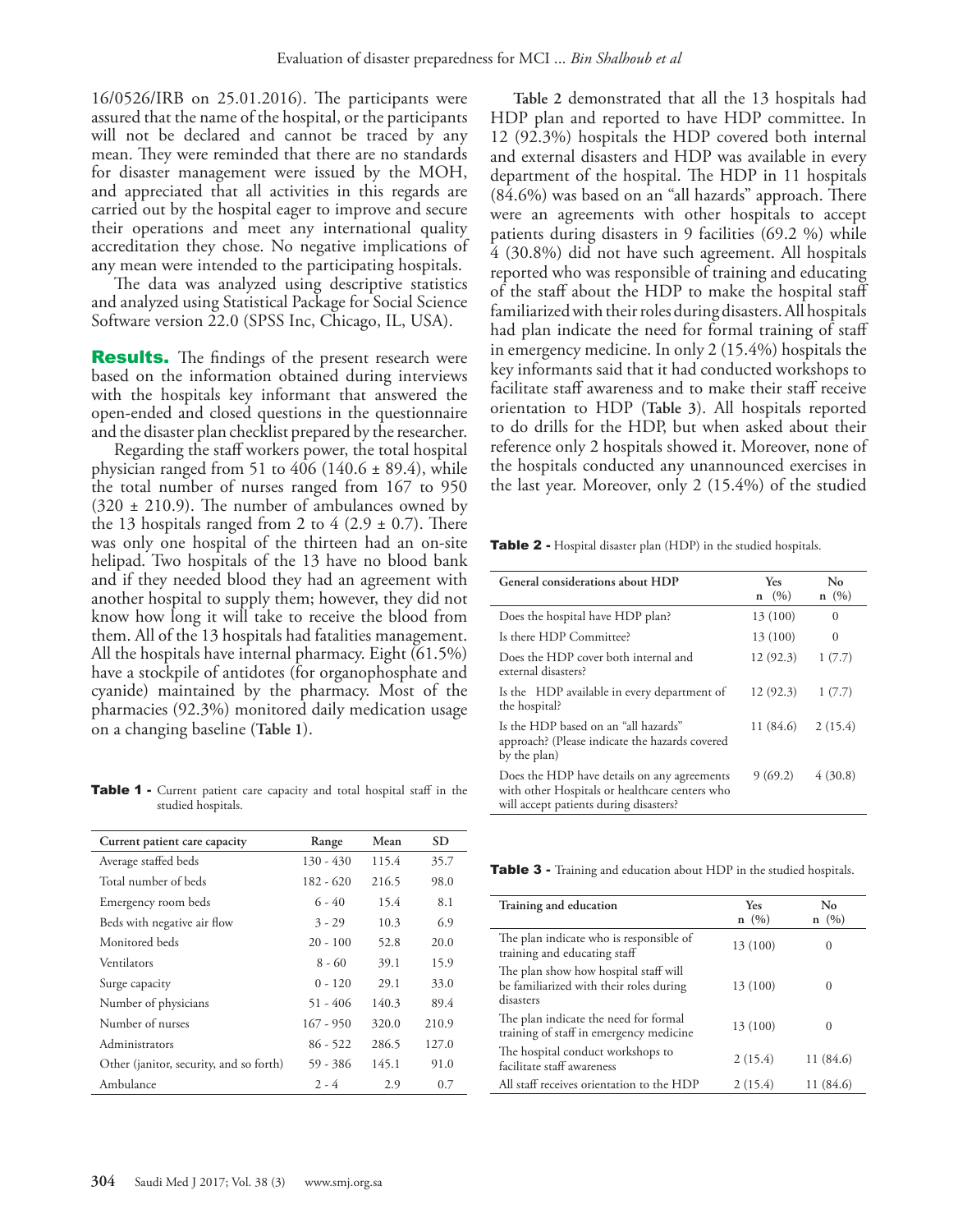16/0526/IRB on 25.01.2016). The participants were assured that the name of the hospital, or the participants will not be declared and cannot be traced by any mean. They were reminded that there are no standards for disaster management were issued by the MOH, and appreciated that all activities in this regards are carried out by the hospital eager to improve and secure their operations and meet any international quality accreditation they chose. No negative implications of any mean were intended to the participating hospitals.

The data was analyzed using descriptive statistics and analyzed using Statistical Package for Social Science Software version 22.0 (SPSS Inc, Chicago, IL, USA).

**Results.** The findings of the present research were based on the information obtained during interviews with the hospitals key informant that answered the open-ended and closed questions in the questionnaire and the disaster plan checklist prepared by the researcher.

Regarding the staff workers power, the total hospital physician ranged from 51 to 406 (140.6 ± 89.4), while the total number of nurses ranged from 167 to 950 (320 ± 210.9). The number of ambulances owned by the 13 hospitals ranged from 2 to 4 (2.9 ± 0.7). There was only one hospital of the thirteen had an on-site helipad. Two hospitals of the 13 have no blood bank and if they needed blood they had an agreement with another hospital to supply them; however, they did not know how long it will take to receive the blood from them. All of the 13 hospitals had fatalities management. All the hospitals have internal pharmacy. Eight (61.5%) have a stockpile of antidotes (for organophosphate and cyanide) maintained by the pharmacy. Most of the pharmacies (92.3%) monitored daily medication usage on a changing baseline (**Table 1**).

**Table 1 -** Current patient care capacity and total hospital staff in the studied hospitals.

| Current patient care capacity | Range | Mean | SD |
|---|---|---|---|
| Average staffed beds | 130 - 430 | 115.4 | 35.7 |
| Total number of beds | 182 - 620 | 216.5 | 98.0 |
| Emergency room beds | 6 - 40 | 15.4 | 8.1 |
| Beds with negative air flow | 3 - 29 | 10.3 | 6.9 |
| Monitored beds | 20 - 100 | 52.8 | 20.0 |
| Ventilators | 8 - 60 | 39.1 | 15.9 |
| Surge capacity | 0 - 120 | 29.1 | 33.0 |
| Number of physicians | 51 - 406 | 140.3 | 89.4 |
| Number of nurses | 167 - 950 | 320.0 | 210.9 |
| Administrators | 86 - 522 | 286.5 | 127.0 |
| Other (janitor, security, and so forth) | 59 - 386 | 145.1 | 91.0 |
| Ambulance | 2 - 4 | 2.9 | 0.7 |

**Table 2** demonstrated that all the 13 hospitals had HDP plan and reported to have HDP committee. In 12 (92.3%) hospitals the HDP covered both internal and external disasters and HDP was available in every department of the hospital. The HDP in 11 hospitals (84.6%) was based on an "all hazards" approach. There were an agreements with other hospitals to accept patients during disasters in 9 facilities (69.2 %) while 4 (30.8%) did not have such agreement. All hospitals reported who was responsible of training and educating of the staff about the HDP to make the hospital staff familiarized with their roles during disasters. All hospitals had plan indicate the need for formal training of staff in emergency medicine. In only 2 (15.4%) hospitals the key informants said that it had conducted workshops to facilitate staff awareness and to make their staff receive orientation to HDP (**Table 3**). All hospitals reported to do drills for the HDP, but when asked about their reference only 2 hospitals showed it. Moreover, none of the hospitals conducted any unannounced exercises in the last year. Moreover, only 2 (15.4%) of the studied

**Table 2 -** Hospital disaster plan (HDP) in the studied hospitals.

| General considerations about HDP | Yes n (%) | No n (%) |
|---|---|---|
| Does the hospital have HDP plan? | 13 (100) | 0 |
| Is there HDP Committee? | 13 (100) | 0 |
| Does the HDP cover both internal and external disasters? | 12 (92.3) | 1 (7.7) |
| Is the HDP available in every department of the hospital? | 12 (92.3) | 1 (7.7) |
| Is the HDP based on an "all hazards" approach? (Please indicate the hazards covered by the plan) | 11 (84.6) | 2 (15.4) |
| Does the HDP have details on any agreements with other Hospitals or healthcare centers who will accept patients during disasters? | 9 (69.2) | 4 (30.8) |

**Table 3 -** Training and education about HDP in the studied hospitals.

| Training and education | Yes n (%) | No n (%) |
|---|---|---|
| The plan indicate who is responsible of training and educating staff | 13 (100) | 0 |
| The plan show how hospital staff will be familiarized with their roles during disasters | 13 (100) | 0 |
| The plan indicate the need for formal training of staff in emergency medicine | 13 (100) | 0 |
| The hospital conduct workshops to facilitate staff awareness | 2 (15.4) | 11 (84.6) |
| All staff receives orientation to the HDP | 2 (15.4) | 11 (84.6) |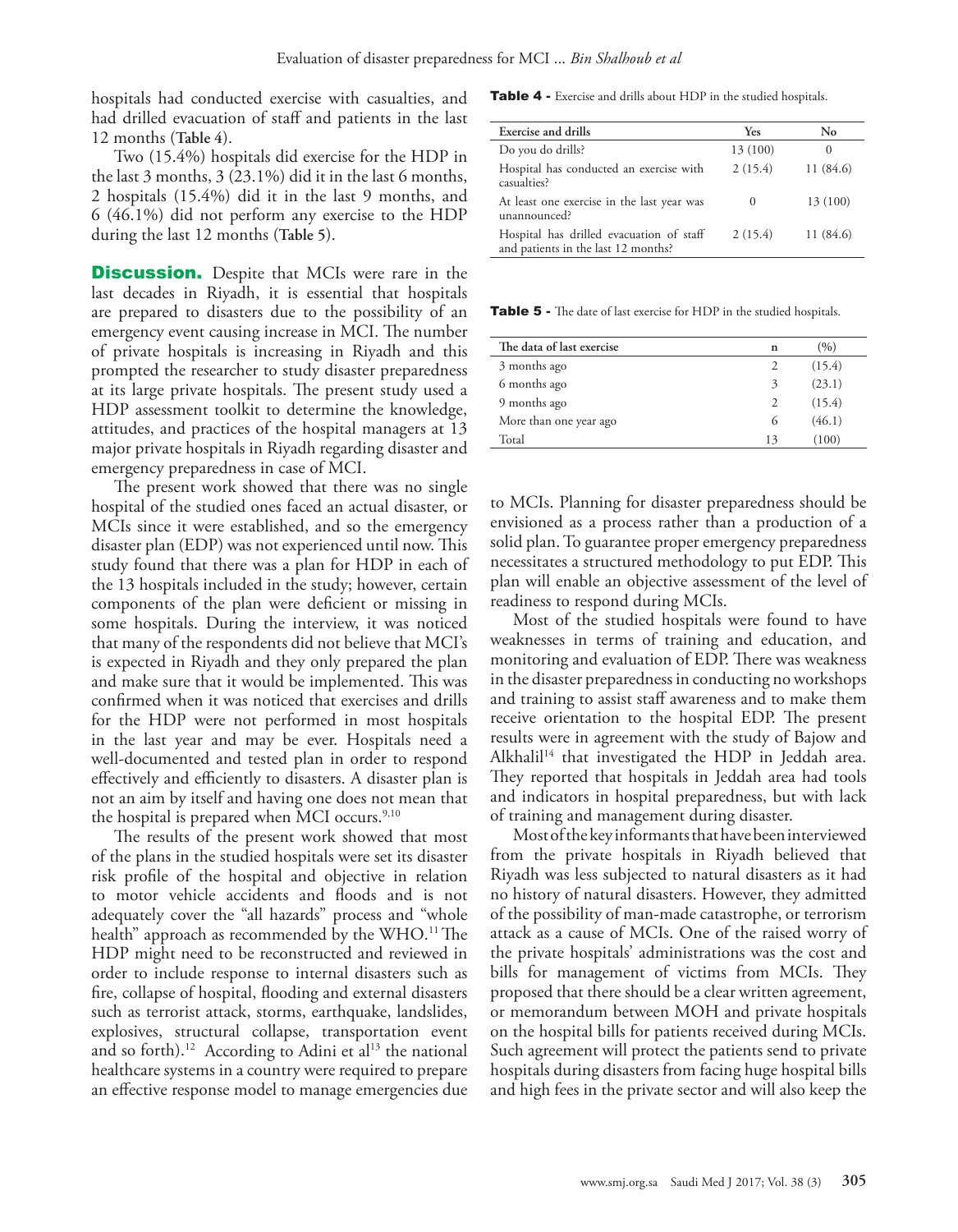hospitals had conducted exercise with casualties, and had drilled evacuation of staff and patients in the last 12 months (**Table 4**).

Two (15.4%) hospitals did exercise for the HDP in the last 3 months, 3 (23.1%) did it in the last 6 months, 2 hospitals (15.4%) did it in the last 9 months, and 6 (46.1%) did not perform any exercise to the HDP during the last 12 months (**Table 5**).

**Table 4** - Exercise and drills about HDP in the studied hospitals.

| Exercise and drills | Yes | No |
|---|---|---|
| Do you do drills? | 13 (100) | 0 |
| Hospital has conducted an exercise with casualties? | 2 (15.4) | 11 (84.6) |
| At least one exercise in the last year was unannounced? | 0 | 13 (100) |
| Hospital has drilled evacuation of staff and patients in the last 12 months? | 2 (15.4) | 11 (84.6) |

**Table 5** - The date of last exercise for HDP in the studied hospitals.

| The data of last exercise | n | (%) |
|---|---|---|
| 3 months ago | 2 | (15.4) |
| 6 months ago | 3 | (23.1) |
| 9 months ago | 2 | (15.4) |
| More than one year ago | 6 | (46.1) |
| Total | 13 | (100) |

## Discussion.

Despite that MCIs were rare in the last decades in Riyadh, it is essential that hospitals are prepared to disasters due to the possibility of an emergency event causing increase in MCI. The number of private hospitals is increasing in Riyadh and this prompted the researcher to study disaster preparedness at its large private hospitals. The present study used a HDP assessment toolkit to determine the knowledge, attitudes, and practices of the hospital managers at 13 major private hospitals in Riyadh regarding disaster and emergency preparedness in case of MCI.

The present work showed that there was no single hospital of the studied ones faced an actual disaster, or MCIs since it were established, and so the emergency disaster plan (EDP) was not experienced until now. This study found that there was a plan for HDP in each of the 13 hospitals included in the study; however, certain components of the plan were deficient or missing in some hospitals. During the interview, it was noticed that many of the respondents did not believe that MCI's is expected in Riyadh and they only prepared the plan and make sure that it would be implemented. This was confirmed when it was noticed that exercises and drills for the HDP were not performed in most hospitals in the last year and may be ever. Hospitals need a well-documented and tested plan in order to respond effectively and efficiently to disasters. A disaster plan is not an aim by itself and having one does not mean that the hospital is prepared when MCI occurs.[9,10]

The results of the present work showed that most of the plans in the studied hospitals were set its disaster risk profile of the hospital and objective in relation to motor vehicle accidents and floods and is not adequately cover the "all hazards" process and "whole health" approach as recommended by the WHO.[11] The HDP might need to be reconstructed and reviewed in order to include response to internal disasters such as fire, collapse of hospital, flooding and external disasters such as terrorist attack, storms, earthquake, landslides, explosives, structural collapse, transportation event and so forth).[12] According to Adini et al[13] the national healthcare systems in a country were required to prepare an effective response model to manage emergencies due to MCIs. Planning for disaster preparedness should be envisioned as a process rather than a production of a solid plan. To guarantee proper emergency preparedness necessitates a structured methodology to put EDP. This plan will enable an objective assessment of the level of readiness to respond during MCIs.

Most of the studied hospitals were found to have weaknesses in terms of training and education, and monitoring and evaluation of EDP. There was weakness in the disaster preparedness in conducting no workshops and training to assist staff awareness and to make them receive orientation to the hospital EDP. The present results were in agreement with the study of Bajow and Alkhalil[14] that investigated the HDP in Jeddah area. They reported that hospitals in Jeddah area had tools and indicators in hospital preparedness, but with lack of training and management during disaster.

Most of the key informants that have been interviewed from the private hospitals in Riyadh believed that Riyadh was less subjected to natural disasters as it had no history of natural disasters. However, they admitted of the possibility of man-made catastrophe, or terrorism attack as a cause of MCIs. One of the raised worry of the private hospitals' administrations was the cost and bills for management of victims from MCIs. They proposed that there should be a clear written agreement, or memorandum between MOH and private hospitals on the hospital bills for patients received during MCIs. Such agreement will protect the patients send to private hospitals during disasters from facing huge hospital bills and high fees in the private sector and will also keep the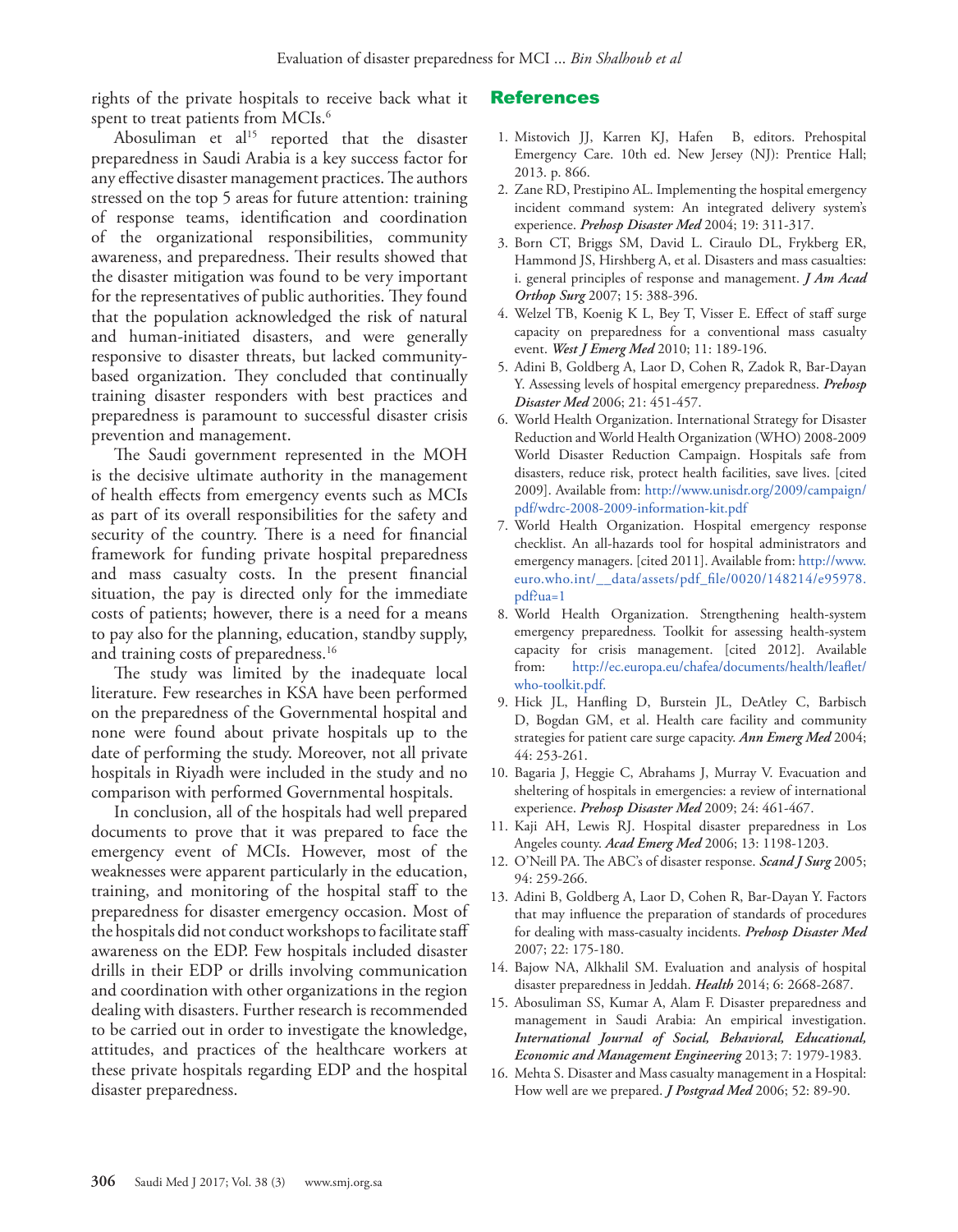rights of the private hospitals to receive back what it spent to treat patients from MCIs.[6]

Abosuliman et al[15] reported that the disaster preparedness in Saudi Arabia is a key success factor for any effective disaster management practices. The authors stressed on the top 5 areas for future attention: training of response teams, identification and coordination of the organizational responsibilities, community awareness, and preparedness. Their results showed that the disaster mitigation was found to be very important for the representatives of public authorities. They found that the population acknowledged the risk of natural and human-initiated disasters, and were generally responsive to disaster threats, but lacked community-based organization. They concluded that continually training disaster responders with best practices and preparedness is paramount to successful disaster crisis prevention and management.

The Saudi government represented in the MOH is the decisive ultimate authority in the management of health effects from emergency events such as MCIs as part of its overall responsibilities for the safety and security of the country. There is a need for financial framework for funding private hospital preparedness and mass casualty costs. In the present financial situation, the pay is directed only for the immediate costs of patients; however, there is a need for a means to pay also for the planning, education, standby supply, and training costs of preparedness.[16]

The study was limited by the inadequate local literature. Few researches in KSA have been performed on the preparedness of the Governmental hospital and none were found about private hospitals up to the date of performing the study. Moreover, not all private hospitals in Riyadh were included in the study and no comparison with performed Governmental hospitals.

In conclusion, all of the hospitals had well prepared documents to prove that it was prepared to face the emergency event of MCIs. However, most of the weaknesses were apparent particularly in the education, training, and monitoring of the hospital staff to the preparedness for disaster emergency occasion. Most of the hospitals did not conduct workshops to facilitate staff awareness on the EDP. Few hospitals included disaster drills in their EDP or drills involving communication and coordination with other organizations in the region dealing with disasters. Further research is recommended to be carried out in order to investigate the knowledge, attitudes, and practices of the healthcare workers at these private hospitals regarding EDP and the hospital disaster preparedness.

## References

1. Mistovich JJ, Karren KJ, Hafen B, editors. Prehospital Emergency Care. 10th ed. New Jersey (NJ): Prentice Hall; 2013. p. 866.
2. Zane RD, Prestipino AL. Implementing the hospital emergency incident command system: An integrated delivery system's experience. ***Prehosp Disaster Med*** 2004; 19: 311-317.
3. Born CT, Briggs SM, David L. Ciraulo DL, Frykberg ER, Hammond JS, Hirshberg A, et al. Disasters and mass casualties: i. general principles of response and management. ***J Am Acad Orthop Surg*** 2007; 15: 388-396.
4. Welzel TB, Koenig K L, Bey T, Visser E. Effect of staff surge capacity on preparedness for a conventional mass casualty event. ***West J Emerg Med*** 2010; 11: 189-196.
5. Adini B, Goldberg A, Laor D, Cohen R, Zadok R, Bar-Dayan Y. Assessing levels of hospital emergency preparedness. ***Prehosp Disaster Med*** 2006; 21: 451-457.
6. World Health Organization. International Strategy for Disaster Reduction and World Health Organization (WHO) 2008-2009 World Disaster Reduction Campaign. Hospitals safe from disasters, reduce risk, protect health facilities, save lives. [cited 2009]. Available from: http://www.unisdr.org/2009/campaign/pdf/wdrc-2008-2009-information-kit.pdf
7. World Health Organization. Hospital emergency response checklist. An all-hazards tool for hospital administrators and emergency managers. [cited 2011]. Available from: http://www.euro.who.int/__data/assets/pdf_file/0020/148214/e95978.pdf?ua=1
8. World Health Organization. Strengthening health-system emergency preparedness. Toolkit for assessing health-system capacity for crisis management. [cited 2012]. Available from: http://ec.europa.eu/chafea/documents/health/leaflet/who-toolkit.pdf.
9. Hick JL, Hanfling D, Burstein JL, DeAtley C, Barbisch D, Bogdan GM, et al. Health care facility and community strategies for patient care surge capacity. ***Ann Emerg Med*** 2004; 44: 253-261.
10. Bagaria J, Heggie C, Abrahams J, Murray V. Evacuation and sheltering of hospitals in emergencies: a review of international experience. ***Prehosp Disaster Med*** 2009; 24: 461-467.
11. Kaji AH, Lewis RJ. Hospital disaster preparedness in Los Angeles county. ***Acad Emerg Med*** 2006; 13: 1198-1203.
12. O'Neill PA. The ABC's of disaster response. ***Scand J Surg*** 2005; 94: 259-266.
13. Adini B, Goldberg A, Laor D, Cohen R, Bar-Dayan Y. Factors that may influence the preparation of standards of procedures for dealing with mass-casualty incidents. ***Prehosp Disaster Med*** 2007; 22: 175-180.
14. Bajow NA, Alkhalil SM. Evaluation and analysis of hospital disaster preparedness in Jeddah. ***Health*** 2014; 6: 2668-2687.
15. Abosuliman SS, Kumar A, Alam F. Disaster preparedness and management in Saudi Arabia: An empirical investigation. ***International Journal of Social, Behavioral, Educational, Economic and Management Engineering*** 2013; 7: 1979-1983.
16. Mehta S. Disaster and Mass casualty management in a Hospital: How well are we prepared. ***J Postgrad Med*** 2006; 52: 89-90.